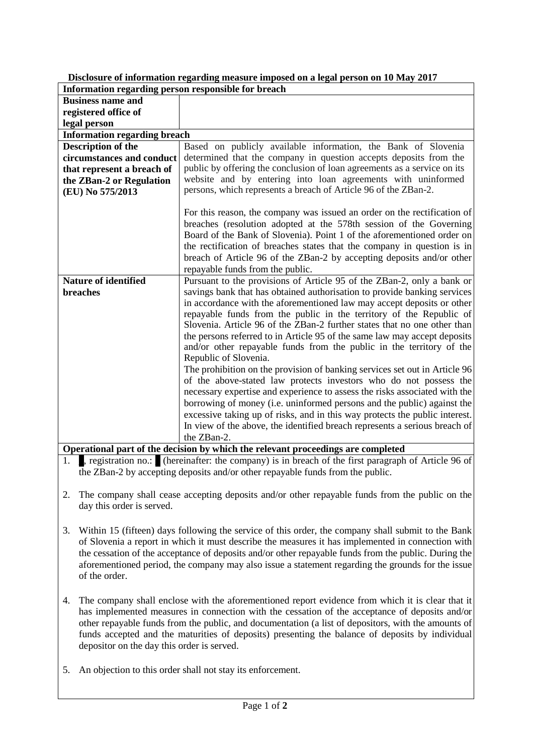**Disclosure of information regarding measure imposed on a legal person on 10 May 2017**

| | |
|---|---|
| **Information regarding person responsible for breach** | |
| **Business name and registered office of legal person** | |
| **Information regarding breach** | |
| **Description of the circumstances and conduct that represent a breach of the ZBan-2 or Regulation (EU) No 575/2013** | Based on publicly available information, the Bank of Slovenia determined that the company in question accepts deposits from the public by offering the conclusion of loan agreements as a service on its website and by entering into loan agreements with uninformed persons, which represents a breach of Article 96 of the ZBan-2.<br><br>For this reason, the company was issued an order on the rectification of breaches (resolution adopted at the 578th session of the Governing Board of the Bank of Slovenia). Point 1 of the aforementioned order on the rectification of breaches states that the company in question is in breach of Article 96 of the ZBan-2 by accepting deposits and/or other repayable funds from the public. |
| **Nature of identified breaches** | Pursuant to the provisions of Article 95 of the ZBan-2, only a bank or savings bank that has obtained authorisation to provide banking services in accordance with the aforementioned law may accept deposits or other repayable funds from the public in the territory of the Republic of Slovenia. Article 96 of the ZBan-2 further states that no one other than the persons referred to in Article 95 of the same law may accept deposits and/or other repayable funds from the public in the territory of the Republic of Slovenia.<br>The prohibition on the provision of banking services set out in Article 96 of the above-stated law protects investors who do not possess the necessary expertise and experience to assess the risks associated with the borrowing of money (i.e. uninformed persons and the public) against the excessive taking up of risks, and in this way protects the public interest. In view of the above, the identified breach represents a serious breach of the ZBan-2. |

**Operational part of the decision by which the relevant proceedings are completed**

1. █, registration no.: █ (hereinafter: the company) is in breach of the first paragraph of Article 96 of the ZBan-2 by accepting deposits and/or other repayable funds from the public.

2. The company shall cease accepting deposits and/or other repayable funds from the public on the day this order is served.

3. Within 15 (fifteen) days following the service of this order, the company shall submit to the Bank of Slovenia a report in which it must describe the measures it has implemented in connection with the cessation of the acceptance of deposits and/or other repayable funds from the public. During the aforementioned period, the company may also issue a statement regarding the grounds for the issue of the order.

4. The company shall enclose with the aforementioned report evidence from which it is clear that it has implemented measures in connection with the cessation of the acceptance of deposits and/or other repayable funds from the public, and documentation (a list of depositors, with the amounts of funds accepted and the maturities of deposits) presenting the balance of deposits by individual depositor on the day this order is served.

5. An objection to this order shall not stay its enforcement.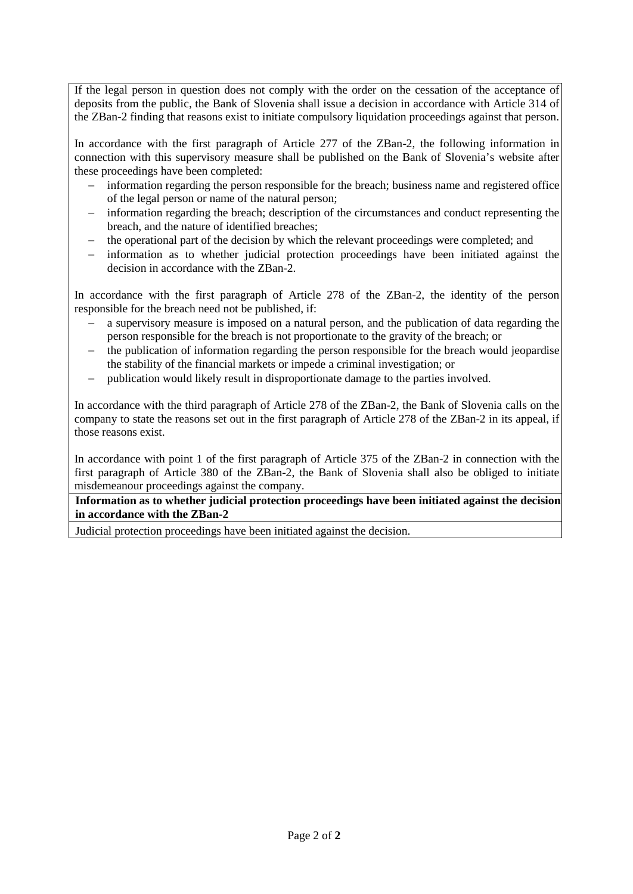If the legal person in question does not comply with the order on the cessation of the acceptance of deposits from the public, the Bank of Slovenia shall issue a decision in accordance with Article 314 of the ZBan-2 finding that reasons exist to initiate compulsory liquidation proceedings against that person.

In accordance with the first paragraph of Article 277 of the ZBan-2, the following information in connection with this supervisory measure shall be published on the Bank of Slovenia's website after these proceedings have been completed:

- information regarding the person responsible for the breach; business name and registered office of the legal person or name of the natural person;
- information regarding the breach; description of the circumstances and conduct representing the breach, and the nature of identified breaches;
- the operational part of the decision by which the relevant proceedings were completed; and
- information as to whether judicial protection proceedings have been initiated against the decision in accordance with the ZBan-2.

In accordance with the first paragraph of Article 278 of the ZBan-2, the identity of the person responsible for the breach need not be published, if:

- a supervisory measure is imposed on a natural person, and the publication of data regarding the person responsible for the breach is not proportionate to the gravity of the breach; or
- the publication of information regarding the person responsible for the breach would jeopardise the stability of the financial markets or impede a criminal investigation; or
- publication would likely result in disproportionate damage to the parties involved.

In accordance with the third paragraph of Article 278 of the ZBan-2, the Bank of Slovenia calls on the company to state the reasons set out in the first paragraph of Article 278 of the ZBan-2 in its appeal, if those reasons exist.

In accordance with point 1 of the first paragraph of Article 375 of the ZBan-2 in connection with the first paragraph of Article 380 of the ZBan-2, the Bank of Slovenia shall also be obliged to initiate misdemeanour proceedings against the company.

**Information as to whether judicial protection proceedings have been initiated against the decision in accordance with the ZBan-2**

Judicial protection proceedings have been initiated against the decision.